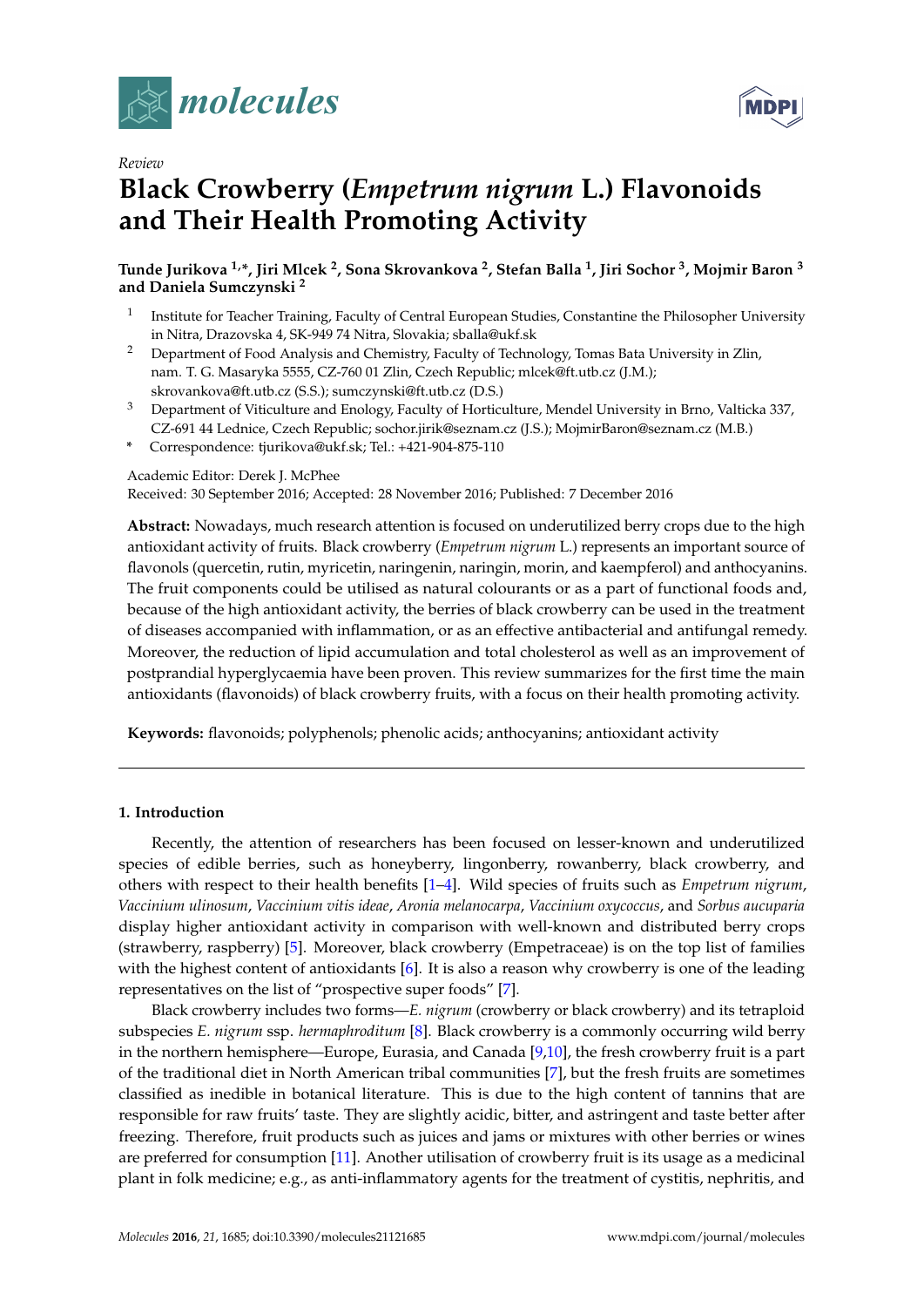*Review*

# Black Crowberry (*Empetrum nigrum* L.) Flavonoids and Their Health Promoting Activity

**Tunde Jurikova [1,*], Jiri Mlcek [2], Sona Skrovankova [2], Stefan Balla [1], Jiri Sochor [3], Mojmir Baron [3] and Daniela Sumczynski [2]**

[1] Institute for Teacher Training, Faculty of Central European Studies, Constantine the Philosopher University in Nitra, Drazovska 4, SK-949 74 Nitra, Slovakia; sballa@ukf.sk

[2] Department of Food Analysis and Chemistry, Faculty of Technology, Tomas Bata University in Zlin, nam. T. G. Masaryka 5555, CZ-760 01 Zlin, Czech Republic; mlcek@ft.utb.cz (J.M.); skrovankova@ft.utb.cz (S.S.); sumczynski@ft.utb.cz (D.S.)

[3] Department of Viticulture and Enology, Faculty of Horticulture, Mendel University in Brno, Valticka 337, CZ-691 44 Lednice, Czech Republic; sochor.jirik@seznam.cz (J.S.); MojmirBaron@seznam.cz (M.B.)

\* Correspondence: tjurikova@ukf.sk; Tel.: +421-904-875-110

Academic Editor: Derek J. McPhee

Received: 30 September 2016; Accepted: 28 November 2016; Published: 7 December 2016

**Abstract:** Nowadays, much research attention is focused on underutilized berry crops due to the high antioxidant activity of fruits. Black crowberry (*Empetrum nigrum* L.) represents an important source of flavonols (quercetin, rutin, myricetin, naringenin, naringin, morin, and kaempferol) and anthocyanins. The fruit components could be utilised as natural colourants or as a part of functional foods and, because of the high antioxidant activity, the berries of black crowberry can be used in the treatment of diseases accompanied with inflammation, or as an effective antibacterial and antifungal remedy. Moreover, the reduction of lipid accumulation and total cholesterol as well as an improvement of postprandial hyperglycaemia have been proven. This review summarizes for the first time the main antioxidants (flavonoids) of black crowberry fruits, with a focus on their health promoting activity.

**Keywords:** flavonoids; polyphenols; phenolic acids; anthocyanins; antioxidant activity

## 1. Introduction

Recently, the attention of researchers has been focused on lesser-known and underutilized species of edible berries, such as honeyberry, lingonberry, rowanberry, black crowberry, and others with respect to their health benefits [1–4]. Wild species of fruits such as *Empetrum nigrum*, *Vaccinium ulinosum*, *Vaccinium vitis ideae*, *Aronia melanocarpa*, *Vaccinium oxycoccus*, and *Sorbus aucuparia* display higher antioxidant activity in comparison with well-known and distributed berry crops (strawberry, raspberry) [5]. Moreover, black crowberry (Empetraceae) is on the top list of families with the highest content of antioxidants [6]. It is also a reason why crowberry is one of the leading representatives on the list of "prospective super foods" [7].

Black crowberry includes two forms—*E. nigrum* (crowberry or black crowberry) and its tetraploid subspecies *E. nigrum* ssp. *hermaphroditum* [8]. Black crowberry is a commonly occurring wild berry in the northern hemisphere—Europe, Eurasia, and Canada [9,10], the fresh crowberry fruit is a part of the traditional diet in North American tribal communities [7], but the fresh fruits are sometimes classified as inedible in botanical literature. This is due to the high content of tannins that are responsible for raw fruits' taste. They are slightly acidic, bitter, and astringent and taste better after freezing. Therefore, fruit products such as juices and jams or mixtures with other berries or wines are preferred for consumption [11]. Another utilisation of crowberry fruit is its usage as a medicinal plant in folk medicine; e.g., as anti-inflammatory agents for the treatment of cystitis, nephritis, and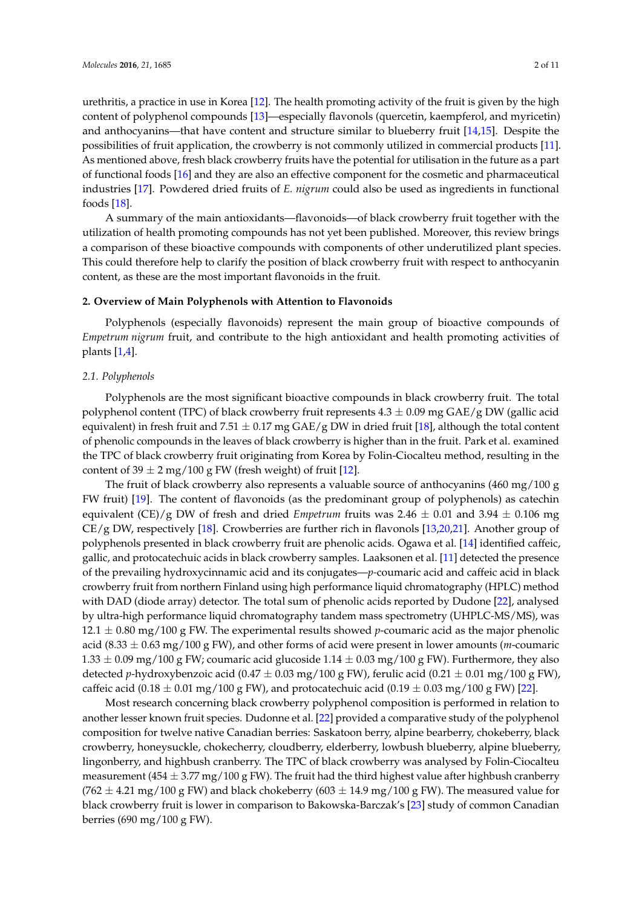urethritis, a practice in use in Korea [12]. The health promoting activity of the fruit is given by the high content of polyphenol compounds [13]—especially flavonols (quercetin, kaempferol, and myricetin) and anthocyanins—that have content and structure similar to blueberry fruit [14,15]. Despite the possibilities of fruit application, the crowberry is not commonly utilized in commercial products [11]. As mentioned above, fresh black crowberry fruits have the potential for utilisation in the future as a part of functional foods [16] and they are also an effective component for the cosmetic and pharmaceutical industries [17]. Powdered dried fruits of *E. nigrum* could also be used as ingredients in functional foods [18].

A summary of the main antioxidants—flavonoids—of black crowberry fruit together with the utilization of health promoting compounds has not yet been published. Moreover, this review brings a comparison of these bioactive compounds with components of other underutilized plant species. This could therefore help to clarify the position of black crowberry fruit with respect to anthocyanin content, as these are the most important flavonoids in the fruit.

## 2. Overview of Main Polyphenols with Attention to Flavonoids

Polyphenols (especially flavonoids) represent the main group of bioactive compounds of *Empetrum nigrum* fruit, and contribute to the high antioxidant and health promoting activities of plants [1,4].

### 2.1. Polyphenols

Polyphenols are the most significant bioactive compounds in black crowberry fruit. The total polyphenol content (TPC) of black crowberry fruit represents $4.3 \pm 0.09$ mg GAE/g DW (gallic acid equivalent) in fresh fruit and $7.51 \pm 0.17$ mg GAE/g DW in dried fruit [18], although the total content of phenolic compounds in the leaves of black crowberry is higher than in the fruit. Park et al. examined the TPC of black crowberry fruit originating from Korea by Folin-Ciocalteu method, resulting in the content of $39 \pm 2$ mg/100 g FW (fresh weight) of fruit [12].

The fruit of black crowberry also represents a valuable source of anthocyanins (460 mg/100 g FW fruit) [19]. The content of flavonoids (as the predominant group of polyphenols) as catechin equivalent (CE)/g DW of fresh and dried *Empetrum* fruits was $2.46 \pm 0.01$ and $3.94 \pm 0.106$ mg CE/g DW, respectively [18]. Crowberries are further rich in flavonols [13,20,21]. Another group of polyphenols presented in black crowberry fruit are phenolic acids. Ogawa et al. [14] identified caffeic, gallic, and protocatechuic acids in black crowberry samples. Laaksonen et al. [11] detected the presence of the prevailing hydroxycinnamic acid and its conjugates—*p*-coumaric acid and caffeic acid in black crowberry fruit from northern Finland using high performance liquid chromatography (HPLC) method with DAD (diode array) detector. The total sum of phenolic acids reported by Dudone [22], analysed by ultra-high performance liquid chromatography tandem mass spectrometry (UHPLC-MS/MS), was $12.1 \pm 0.80$ mg/100 g FW. The experimental results showed *p*-coumaric acid as the major phenolic acid ($8.33 \pm 0.63$ mg/100 g FW), and other forms of acid were present in lower amounts (*m*-coumaric $1.33 \pm 0.09$ mg/100 g FW; coumaric acid glucoside $1.14 \pm 0.03$ mg/100 g FW). Furthermore, they also detected *p*-hydroxybenzoic acid ($0.47 \pm 0.03$ mg/100 g FW), ferulic acid ($0.21 \pm 0.01$ mg/100 g FW), caffeic acid ($0.18 \pm 0.01$ mg/100 g FW), and protocatechuic acid ($0.19 \pm 0.03$ mg/100 g FW) [22].

Most research concerning black crowberry polyphenol composition is performed in relation to another lesser known fruit species. Dudonne et al. [22] provided a comparative study of the polyphenol composition for twelve native Canadian berries: Saskatoon berry, alpine bearberry, chokeberry, black crowberry, honeysuckle, chokecherry, cloudberry, elderberry, lowbush blueberry, alpine blueberry, lingonberry, and highbush cranberry. The TPC of black crowberry was analysed by Folin-Ciocalteu measurement ($454 \pm 3.77$ mg/100 g FW). The fruit had the third highest value after highbush cranberry ($762 \pm 4.21$ mg/100 g FW) and black chokeberry ($603 \pm 14.9$ mg/100 g FW). The measured value for black crowberry fruit is lower in comparison to Bakowska-Barczak's [23] study of common Canadian berries (690 mg/100 g FW).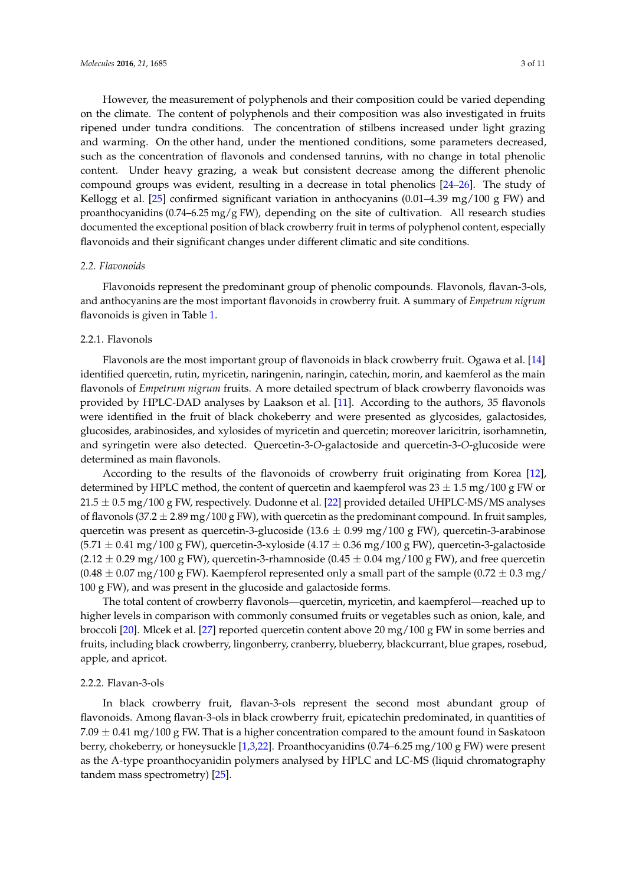However, the measurement of polyphenols and their composition could be varied depending on the climate. The content of polyphenols and their composition was also investigated in fruits ripened under tundra conditions. The concentration of stilbens increased under light grazing and warming. On the other hand, under the mentioned conditions, some parameters decreased, such as the concentration of flavonols and condensed tannins, with no change in total phenolic content. Under heavy grazing, a weak but consistent decrease among the different phenolic compound groups was evident, resulting in a decrease in total phenolics [24–26]. The study of Kellogg et al. [25] confirmed significant variation in anthocyanins (0.01–4.39 mg/100 g FW) and proanthocyanidins (0.74–6.25 mg/g FW), depending on the site of cultivation. All research studies documented the exceptional position of black crowberry fruit in terms of polyphenol content, especially flavonoids and their significant changes under different climatic and site conditions.

### *2.2. Flavonoids*

Flavonoids represent the predominant group of phenolic compounds. Flavonols, flavan-3-ols, and anthocyanins are the most important flavonoids in crowberry fruit. A summary of *Empetrum nigrum* flavonoids is given in Table 1.

#### 2.2.1. Flavonols

Flavonols are the most important group of flavonoids in black crowberry fruit. Ogawa et al. [14] identified quercetin, rutin, myricetin, naringenin, naringin, catechin, morin, and kaemferol as the main flavonols of *Empetrum nigrum* fruits. A more detailed spectrum of black crowberry flavonoids was provided by HPLC-DAD analyses by Laakson et al. [11]. According to the authors, 35 flavonols were identified in the fruit of black chokeberry and were presented as glycosides, galactosides, glucosides, arabinosides, and xylosides of myricetin and quercetin; moreover laricitrin, isorhamnetin, and syringetin were also detected. Quercetin-3-*O*-galactoside and quercetin-3-*O*-glucoside were determined as main flavonols.

According to the results of the flavonoids of crowberry fruit originating from Korea [12], determined by HPLC method, the content of quercetin and kaempferol was 23 ± 1.5 mg/100 g FW or 21.5 ± 0.5 mg/100 g FW, respectively. Dudonne et al. [22] provided detailed UHPLC-MS/MS analyses of flavonols (37.2 ± 2.89 mg/100 g FW), with quercetin as the predominant compound. In fruit samples, quercetin was present as quercetin-3-glucoside (13.6 ± 0.99 mg/100 g FW), quercetin-3-arabinose (5.71 ± 0.41 mg/100 g FW), quercetin-3-xyloside (4.17 ± 0.36 mg/100 g FW), quercetin-3-galactoside (2.12 ± 0.29 mg/100 g FW), quercetin-3-rhamnoside (0.45 ± 0.04 mg/100 g FW), and free quercetin (0.48 ± 0.07 mg/100 g FW). Kaempferol represented only a small part of the sample (0.72 ± 0.3 mg/100 g FW), and was present in the glucoside and galactoside forms.

The total content of crowberry flavonols—quercetin, myricetin, and kaempferol—reached up to higher levels in comparison with commonly consumed fruits or vegetables such as onion, kale, and broccoli [20]. Mlcek et al. [27] reported quercetin content above 20 mg/100 g FW in some berries and fruits, including black crowberry, lingonberry, cranberry, blueberry, blackcurrant, blue grapes, rosebud, apple, and apricot.

#### 2.2.2. Flavan-3-ols

In black crowberry fruit, flavan-3-ols represent the second most abundant group of flavonoids. Among flavan-3-ols in black crowberry fruit, epicatechin predominated, in quantities of 7.09 ± 0.41 mg/100 g FW. That is a higher concentration compared to the amount found in Saskatoon berry, chokeberry, or honeysuckle [1,3,22]. Proanthocyanidins (0.74–6.25 mg/100 g FW) were present as the A-type proanthocyanidin polymers analysed by HPLC and LC-MS (liquid chromatography tandem mass spectrometry) [25].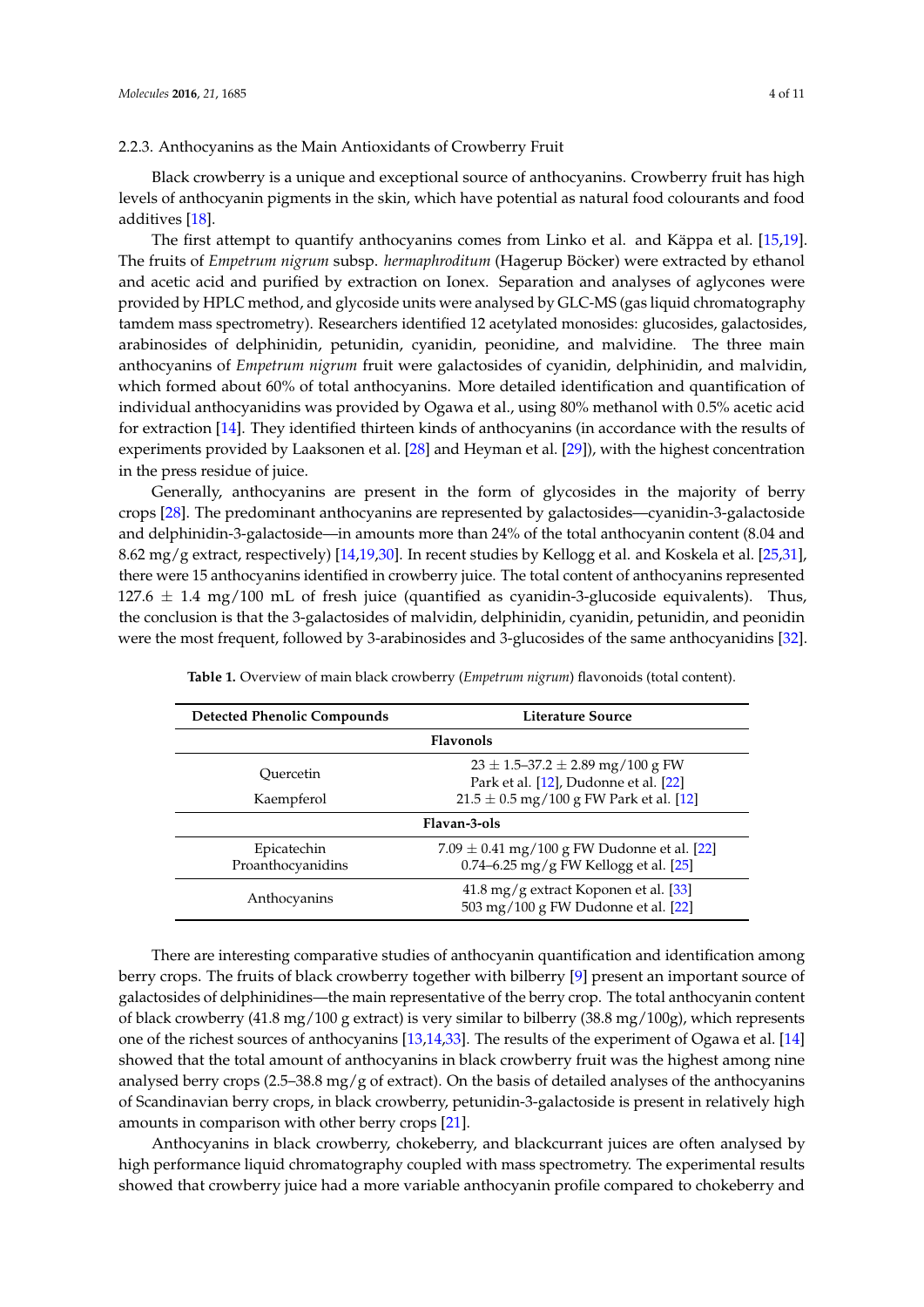#### 2.2.3. Anthocyanins as the Main Antioxidants of Crowberry Fruit

Black crowberry is a unique and exceptional source of anthocyanins. Crowberry fruit has high levels of anthocyanin pigments in the skin, which have potential as natural food colourants and food additives [18].

The first attempt to quantify anthocyanins comes from Linko et al. and Käppa et al. [15,19]. The fruits of *Empetrum nigrum* subsp. *hermaphroditum* (Hagerup Böcker) were extracted by ethanol and acetic acid and purified by extraction on Ionex. Separation and analyses of aglycones were provided by HPLC method, and glycoside units were analysed by GLC-MS (gas liquid chromatography tamdem mass spectrometry). Researchers identified 12 acetylated monosides: glucosides, galactosides, arabinosides of delphinidin, petunidin, cyanidin, peonidine, and malvidine. The three main anthocyanins of *Empetrum nigrum* fruit were galactosides of cyanidin, delphinidin, and malvidin, which formed about 60% of total anthocyanins. More detailed identification and quantification of individual anthocyanidins was provided by Ogawa et al., using 80% methanol with 0.5% acetic acid for extraction [14]. They identified thirteen kinds of anthocyanins (in accordance with the results of experiments provided by Laaksonen et al. [28] and Heyman et al. [29]), with the highest concentration in the press residue of juice.

Generally, anthocyanins are present in the form of glycosides in the majority of berry crops [28]. The predominant anthocyanins are represented by galactosides—cyanidin-3-galactoside and delphinidin-3-galactoside—in amounts more than 24% of the total anthocyanin content (8.04 and 8.62 mg/g extract, respectively) [14,19,30]. In recent studies by Kellogg et al. and Koskela et al. [25,31], there were 15 anthocyanins identified in crowberry juice. The total content of anthocyanins represented $127.6 \pm 1.4$ mg/100 mL of fresh juice (quantified as cyanidin-3-glucoside equivalents). Thus, the conclusion is that the 3-galactosides of malvidin, delphinidin, cyanidin, petunidin, and peonidin were the most frequent, followed by 3-arabinosides and 3-glucosides of the same anthocyanidins [32].

**Table 1.** Overview of main black crowberry (*Empetrum nigrum*) flavonoids (total content).

| Detected Phenolic Compounds | Literature Source |
|---|---|
| **Flavonols** | |
| Quercetin | $23 \pm 1.5$–$37.2 \pm 2.89$ mg/100 g FW Park et al. [12], Dudonne et al. [22] |
| Kaempferol | $21.5 \pm 0.5$ mg/100 g FW Park et al. [12] |
| **Flavan-3-ols** | |
| Epicatechin | $7.09 \pm 0.41$ mg/100 g FW Dudonne et al. [22] |
| Proanthocyanidins | 0.74–6.25 mg/g FW Kellogg et al. [25] |
| Anthocyanins | 41.8 mg/g extract Koponen et al. [33]<br>503 mg/100 g FW Dudonne et al. [22] |

There are interesting comparative studies of anthocyanin quantification and identification among berry crops. The fruits of black crowberry together with bilberry [9] present an important source of galactosides of delphinidines—the main representative of the berry crop. The total anthocyanin content of black crowberry (41.8 mg/100 g extract) is very similar to bilberry (38.8 mg/100g), which represents one of the richest sources of anthocyanins [13,14,33]. The results of the experiment of Ogawa et al. [14] showed that the total amount of anthocyanins in black crowberry fruit was the highest among nine analysed berry crops (2.5–38.8 mg/g of extract). On the basis of detailed analyses of the anthocyanins of Scandinavian berry crops, in black crowberry, petunidin-3-galactoside is present in relatively high amounts in comparison with other berry crops [21].

Anthocyanins in black crowberry, chokeberry, and blackcurrant juices are often analysed by high performance liquid chromatography coupled with mass spectrometry. The experimental results showed that crowberry juice had a more variable anthocyanin profile compared to chokeberry and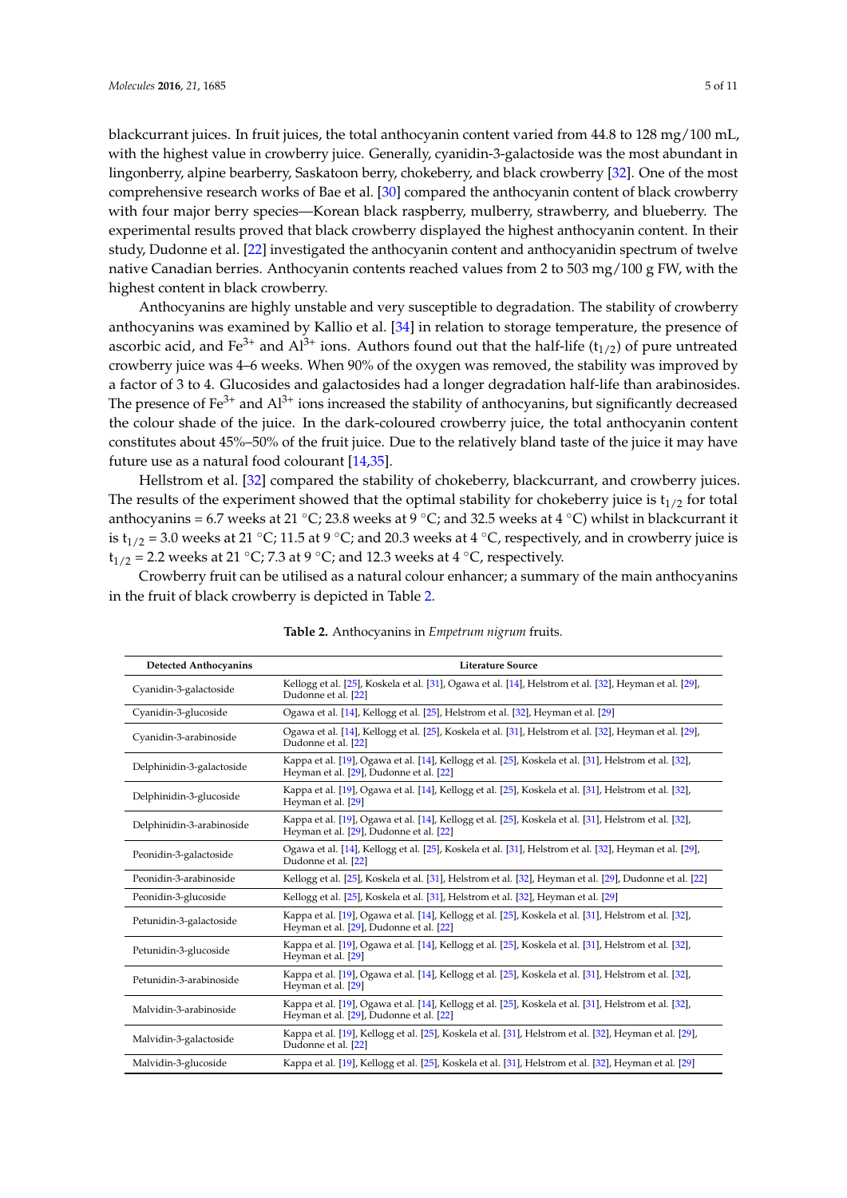blackcurrant juices. In fruit juices, the total anthocyanin content varied from 44.8 to 128 mg/100 mL, with the highest value in crowberry juice. Generally, cyanidin-3-galactoside was the most abundant in lingonberry, alpine bearberry, Saskatoon berry, chokeberry, and black crowberry [32]. One of the most comprehensive research works of Bae et al. [30] compared the anthocyanin content of black crowberry with four major berry species—Korean black raspberry, mulberry, strawberry, and blueberry. The experimental results proved that black crowberry displayed the highest anthocyanin content. In their study, Dudonne et al. [22] investigated the anthocyanin content and anthocyanidin spectrum of twelve native Canadian berries. Anthocyanin contents reached values from 2 to 503 mg/100 g FW, with the highest content in black crowberry.

Anthocyanins are highly unstable and very susceptible to degradation. The stability of crowberry anthocyanins was examined by Kallio et al. [34] in relation to storage temperature, the presence of ascorbic acid, and $Fe^{3+}$ and $Al^{3+}$ ions. Authors found out that the half-life ($t_{1/2}$) of pure untreated crowberry juice was 4–6 weeks. When 90% of the oxygen was removed, the stability was improved by a factor of 3 to 4. Glucosides and galactosides had a longer degradation half-life than arabinosides. The presence of $Fe^{3+}$ and $Al^{3+}$ ions increased the stability of anthocyanins, but significantly decreased the colour shade of the juice. In the dark-coloured crowberry juice, the total anthocyanin content constitutes about 45%–50% of the fruit juice. Due to the relatively bland taste of the juice it may have future use as a natural food colourant [14,35].

Hellstrom et al. [32] compared the stability of chokeberry, blackcurrant, and crowberry juices. The results of the experiment showed that the optimal stability for chokeberry juice is $t_{1/2}$ for total anthocyanins = 6.7 weeks at 21 °C; 23.8 weeks at 9 °C; and 32.5 weeks at 4 °C) whilst in blackcurrant it is $t_{1/2}$ = 3.0 weeks at 21 °C; 11.5 at 9 °C; and 20.3 weeks at 4 °C, respectively, and in crowberry juice is $t_{1/2}$ = 2.2 weeks at 21 °C; 7.3 at 9 °C; and 12.3 weeks at 4 °C, respectively.

Crowberry fruit can be utilised as a natural colour enhancer; a summary of the main anthocyanins in the fruit of black crowberry is depicted in Table 2.

**Table 2.** Anthocyanins in *Empetrum nigrum* fruits.

| Detected Anthocyanins | Literature Source |
|---|---|
| Cyanidin-3-galactoside | Kellogg et al. [25], Koskela et al. [31], Ogawa et al. [14], Helstrom et al. [32], Heyman et al. [29], Dudonne et al. [22] |
| Cyanidin-3-glucoside | Ogawa et al. [14], Kellogg et al. [25], Helstrom et al. [32], Heyman et al. [29] |
| Cyanidin-3-arabinoside | Ogawa et al. [14], Kellogg et al. [25], Koskela et al. [31], Helstrom et al. [32], Heyman et al. [29], Dudonne et al. [22] |
| Delphinidin-3-galactoside | Kappa et al. [19], Ogawa et al. [14], Kellogg et al. [25], Koskela et al. [31], Helstrom et al. [32], Heyman et al. [29], Dudonne et al. [22] |
| Delphinidin-3-glucoside | Kappa et al. [19], Ogawa et al. [14], Kellogg et al. [25], Koskela et al. [31], Helstrom et al. [32], Heyman et al. [29] |
| Delphinidin-3-arabinoside | Kappa et al. [19], Ogawa et al. [14], Kellogg et al. [25], Koskela et al. [31], Helstrom et al. [32], Heyman et al. [29], Dudonne et al. [22] |
| Peonidin-3-galactoside | Ogawa et al. [14], Kellogg et al. [25], Koskela et al. [31], Helstrom et al. [32], Heyman et al. [29], Dudonne et al. [22] |
| Peonidin-3-arabinoside | Kellogg et al. [25], Koskela et al. [31], Helstrom et al. [32], Heyman et al. [29], Dudonne et al. [22] |
| Peonidin-3-glucoside | Kellogg et al. [25], Koskela et al. [31], Helstrom et al. [32], Heyman et al. [29] |
| Petunidin-3-galactoside | Kappa et al. [19], Ogawa et al. [14], Kellogg et al. [25], Koskela et al. [31], Helstrom et al. [32], Heyman et al. [29], Dudonne et al. [22] |
| Petunidin-3-glucoside | Kappa et al. [19], Ogawa et al. [14], Kellogg et al. [25], Koskela et al. [31], Helstrom et al. [32], Heyman et al. [29] |
| Petunidin-3-arabinoside | Kappa et al. [19], Ogawa et al. [14], Kellogg et al. [25], Koskela et al. [31], Helstrom et al. [32], Heyman et al. [29] |
| Malvidin-3-arabinoside | Kappa et al. [19], Ogawa et al. [14], Kellogg et al. [25], Koskela et al. [31], Helstrom et al. [32], Heyman et al. [29], Dudonne et al. [22] |
| Malvidin-3-galactoside | Kappa et al. [19], Kellogg et al. [25], Koskela et al. [31], Helstrom et al. [32], Heyman et al. [29], Dudonne et al. [22] |
| Malvidin-3-glucoside | Kappa et al. [19], Kellogg et al. [25], Koskela et al. [31], Helstrom et al. [32], Heyman et al. [29] |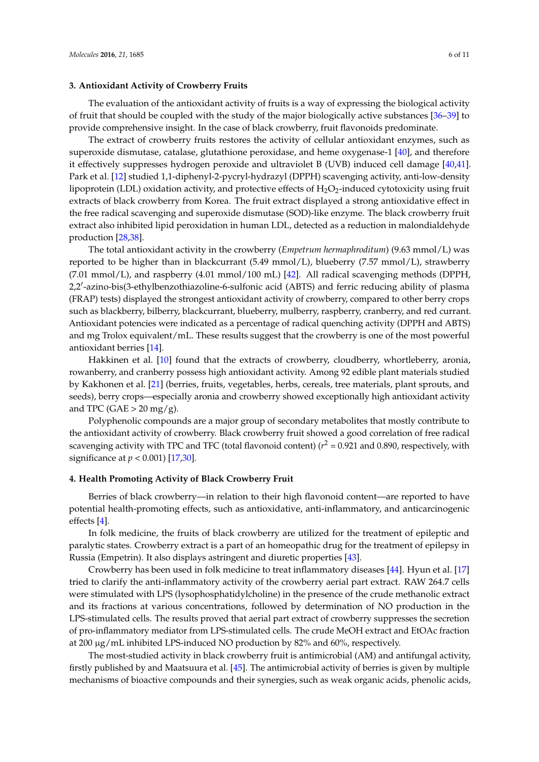## 3. Antioxidant Activity of Crowberry Fruits

The evaluation of the antioxidant activity of fruits is a way of expressing the biological activity of fruit that should be coupled with the study of the major biologically active substances [36–39] to provide comprehensive insight. In the case of black crowberry, fruit flavonoids predominate.

The extract of crowberry fruits restores the activity of cellular antioxidant enzymes, such as superoxide dismutase, catalase, glutathione peroxidase, and heme oxygenase-1 [40], and therefore it effectively suppresses hydrogen peroxide and ultraviolet B (UVB) induced cell damage [40,41]. Park et al. [12] studied 1,1-diphenyl-2-pycryl-hydrazyl (DPPH) scavenging activity, anti-low-density lipoprotein (LDL) oxidation activity, and protective effects of $H_2O_2$-induced cytotoxicity using fruit extracts of black crowberry from Korea. The fruit extract displayed a strong antioxidative effect in the free radical scavenging and superoxide dismutase (SOD)-like enzyme. The black crowberry fruit extract also inhibited lipid peroxidation in human LDL, detected as a reduction in malondialdehyde production [28,38].

The total antioxidant activity in the crowberry (*Empetrum hermaphroditum*) (9.63 mmol/L) was reported to be higher than in blackcurrant (5.49 mmol/L), blueberry (7.57 mmol/L), strawberry (7.01 mmol/L), and raspberry (4.01 mmol/100 mL) [42]. All radical scavenging methods (DPPH, 2,2′-azino-bis(3-ethylbenzothiazoline-6-sulfonic acid (ABTS) and ferric reducing ability of plasma (FRAP) tests) displayed the strongest antioxidant activity of crowberry, compared to other berry crops such as blackberry, bilberry, blackcurrant, blueberry, mulberry, raspberry, cranberry, and red currant. Antioxidant potencies were indicated as a percentage of radical quenching activity (DPPH and ABTS) and mg Trolox equivalent/mL. These results suggest that the crowberry is one of the most powerful antioxidant berries [14].

Hakkinen et al. [10] found that the extracts of crowberry, cloudberry, whortleberry, aronia, rowanberry, and cranberry possess high antioxidant activity. Among 92 edible plant materials studied by Kakhonen et al. [21] (berries, fruits, vegetables, herbs, cereals, tree materials, plant sprouts, and seeds), berry crops—especially aronia and crowberry showed exceptionally high antioxidant activity and TPC (GAE > 20 mg/g).

Polyphenolic compounds are a major group of secondary metabolites that mostly contribute to the antioxidant activity of crowberry. Black crowberry fruit showed a good correlation of free radical scavenging activity with TPC and TFC (total flavonoid content) ($r^2$ = 0.921 and 0.890, respectively, with significance at $p < 0.001$) [17,30].

## 4. Health Promoting Activity of Black Crowberry Fruit

Berries of black crowberry—in relation to their high flavonoid content—are reported to have potential health-promoting effects, such as antioxidative, anti-inflammatory, and anticarcinogenic effects [4].

In folk medicine, the fruits of black crowberry are utilized for the treatment of epileptic and paralytic states. Crowberry extract is a part of an homeopathic drug for the treatment of epilepsy in Russia (Empetrin). It also displays astringent and diuretic properties [43].

Crowberry has been used in folk medicine to treat inflammatory diseases [44]. Hyun et al. [17] tried to clarify the anti-inflammatory activity of the crowberry aerial part extract. RAW 264.7 cells were stimulated with LPS (lysophosphatidylcholine) in the presence of the crude methanolic extract and its fractions at various concentrations, followed by determination of NO production in the LPS-stimulated cells. The results proved that aerial part extract of crowberry suppresses the secretion of pro-inflammatory mediator from LPS-stimulated cells. The crude MeOH extract and EtOAc fraction at 200 μg/mL inhibited LPS-induced NO production by 82% and 60%, respectively.

The most-studied activity in black crowberry fruit is antimicrobial (AM) and antifungal activity, firstly published by and Maatsuura et al. [45]. The antimicrobial activity of berries is given by multiple mechanisms of bioactive compounds and their synergies, such as weak organic acids, phenolic acids,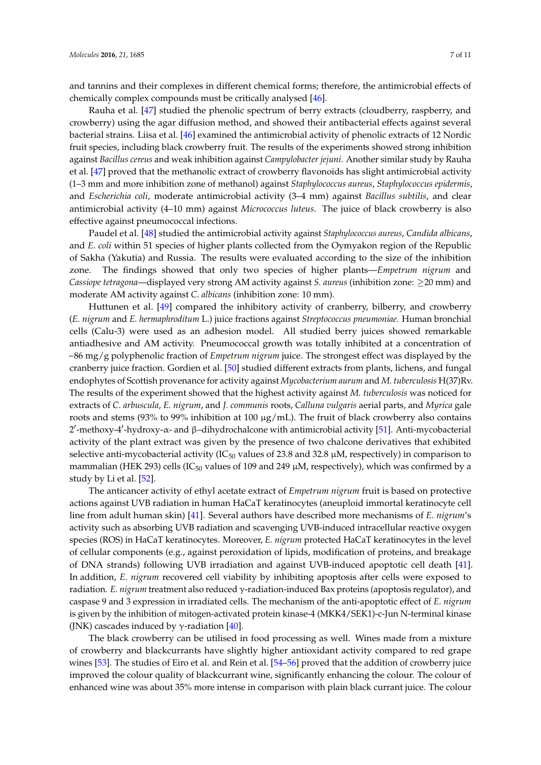and tannins and their complexes in different chemical forms; therefore, the antimicrobial effects of chemically complex compounds must be critically analysed [46].

Rauha et al. [47] studied the phenolic spectrum of berry extracts (cloudberry, raspberry, and crowberry) using the agar diffusion method, and showed their antibacterial effects against several bacterial strains. Liisa et al. [46] examined the antimicrobial activity of phenolic extracts of 12 Nordic fruit species, including black crowberry fruit. The results of the experiments showed strong inhibition against *Bacillus cereus* and weak inhibition against *Campylobacter jejuni*. Another similar study by Rauha et al. [47] proved that the methanolic extract of crowberry flavonoids has slight antimicrobial activity (1–3 mm and more inhibition zone of methanol) against *Staphylococcus aureus*, *Staphylococcus epidermis*, and *Escherichia coli*, moderate antimicrobial activity (3–4 mm) against *Bacillus subtilis*, and clear antimicrobial activity (4–10 mm) against *Micrococcus luteus*. The juice of black crowberry is also effective against pneumococcal infections.

Paudel et al. [48] studied the antimicrobial activity against *Staphylococcus aureus*, *Candida albicans*, and *E. coli* within 51 species of higher plants collected from the Oymyakon region of the Republic of Sakha (Yakutia) and Russia. The results were evaluated according to the size of the inhibition zone. The findings showed that only two species of higher plants—*Empetrum nigrum* and *Cassiope tetragona*—displayed very strong AM activity against *S. aureus* (inhibition zone: $\geq$20 mm) and moderate AM activity against *C. albicans* (inhibition zone: 10 mm).

Huttunen et al. [49] compared the inhibitory activity of cranberry, bilberry, and crowberry (*E. nigrum* and *E. hermaphroditum* L.) juice fractions against *Streptococcus pneumoniae.* Human bronchial cells (Calu-3) were used as an adhesion model. All studied berry juices showed remarkable antiadhesive and AM activity. Pneumococcal growth was totally inhibited at a concentration of ~86 mg/g polyphenolic fraction of *Empetrum nigrum* juice. The strongest effect was displayed by the cranberry juice fraction. Gordien et al. [50] studied different extracts from plants, lichens, and fungal endophytes of Scottish provenance for activity against *Mycobacterium aurum* and *M. tuberculosis* H(37)Rv. The results of the experiment showed that the highest activity against *M. tuberculosis* was noticed for extracts of *C. arbuscula*, *E. nigrum*, and *J. communis* roots, *Calluna vulgaris* aerial parts, and *Myrica* gale roots and stems (93% to 99% inhibition at 100 μg/mL). The fruit of black crowberry also contains 2′-methoxy-4′-hydroxy-α- and β–dihydrochalcone with antimicrobial activity [51]. Anti-mycobacterial activity of the plant extract was given by the presence of two chalcone derivatives that exhibited selective anti-mycobacterial activity ($IC_{50}$ values of 23.8 and 32.8 μM, respectively) in comparison to mammalian (HEK 293) cells ($IC_{50}$ values of 109 and 249 μM, respectively), which was confirmed by a study by Li et al. [52].

The anticancer activity of ethyl acetate extract of *Empetrum nigrum* fruit is based on protective actions against UVB radiation in human HaCaT keratinocytes (aneuploid immortal keratinocyte cell line from adult human skin) [41]. Several authors have described more mechanisms of *E. nigrum*'s activity such as absorbing UVB radiation and scavenging UVB-induced intracellular reactive oxygen species (ROS) in HaCaT keratinocytes. Moreover, *E. nigrum* protected HaCaT keratinocytes in the level of cellular components (e.g., against peroxidation of lipids, modification of proteins, and breakage of DNA strands) following UVB irradiation and against UVB-induced apoptotic cell death [41]. In addition, *E. nigrum* recovered cell viability by inhibiting apoptosis after cells were exposed to radiation. *E. nigrum* treatment also reduced γ-radiation-induced Bax proteins (apoptosis regulator), and caspase 9 and 3 expression in irradiated cells. The mechanism of the anti-apoptotic effect of *E. nigrum* is given by the inhibition of mitogen-activated protein kinase-4 (MKK4/SEK1)-c-Jun N-terminal kinase (JNK) cascades induced by γ-radiation [40].

The black crowberry can be utilised in food processing as well. Wines made from a mixture of crowberry and blackcurrants have slightly higher antioxidant activity compared to red grape wines [53]. The studies of Eiro et al. and Rein et al. [54–56] proved that the addition of crowberry juice improved the colour quality of blackcurrant wine, significantly enhancing the colour. The colour of enhanced wine was about 35% more intense in comparison with plain black currant juice. The colour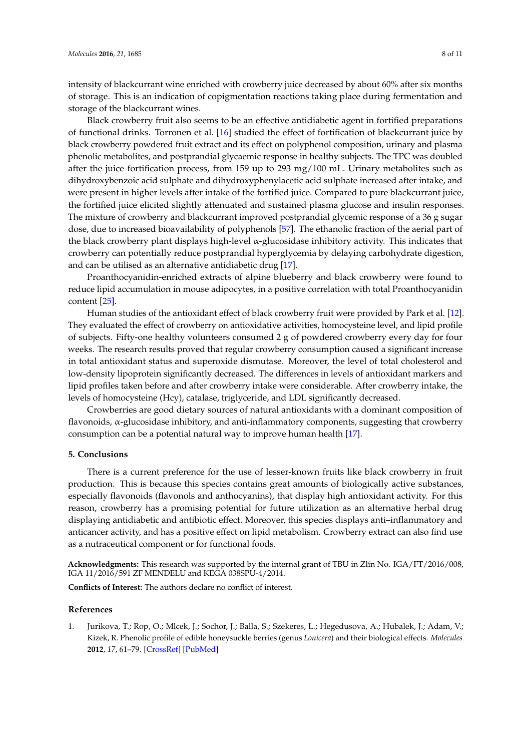intensity of blackcurrant wine enriched with crowberry juice decreased by about 60% after six months of storage. This is an indication of copigmentation reactions taking place during fermentation and storage of the blackcurrant wines.

Black crowberry fruit also seems to be an effective antidiabetic agent in fortified preparations of functional drinks. Torronen et al. [16] studied the effect of fortification of blackcurrant juice by black crowberry powdered fruit extract and its effect on polyphenol composition, urinary and plasma phenolic metabolites, and postprandial glycaemic response in healthy subjects. The TPC was doubled after the juice fortification process, from 159 up to 293 mg/100 mL. Urinary metabolites such as dihydroxybenzoic acid sulphate and dihydroxyphenylacetic acid sulphate increased after intake, and were present in higher levels after intake of the fortified juice. Compared to pure blackcurrant juice, the fortified juice elicited slightly attenuated and sustained plasma glucose and insulin responses. The mixture of crowberry and blackcurrant improved postprandial glycemic response of a 36 g sugar dose, due to increased bioavailability of polyphenols [57]. The ethanolic fraction of the aerial part of the black crowberry plant displays high-level α-glucosidase inhibitory activity. This indicates that crowberry can potentially reduce postprandial hyperglycemia by delaying carbohydrate digestion, and can be utilised as an alternative antidiabetic drug [17].

Proanthocyanidin-enriched extracts of alpine blueberry and black crowberry were found to reduce lipid accumulation in mouse adipocytes, in a positive correlation with total Proanthocyanidin content [25].

Human studies of the antioxidant effect of black crowberry fruit were provided by Park et al. [12]. They evaluated the effect of crowberry on antioxidative activities, homocysteine level, and lipid profile of subjects. Fifty-one healthy volunteers consumed 2 g of powdered crowberry every day for four weeks. The research results proved that regular crowberry consumption caused a significant increase in total antioxidant status and superoxide dismutase. Moreover, the level of total cholesterol and low-density lipoprotein significantly decreased. The differences in levels of antioxidant markers and lipid profiles taken before and after crowberry intake were considerable. After crowberry intake, the levels of homocysteine (Hcy), catalase, triglyceride, and LDL significantly decreased.

Crowberries are good dietary sources of natural antioxidants with a dominant composition of flavonoids, α-glucosidase inhibitory, and anti-inflammatory components, suggesting that crowberry consumption can be a potential natural way to improve human health [17].

## 5. Conclusions

There is a current preference for the use of lesser-known fruits like black crowberry in fruit production. This is because this species contains great amounts of biologically active substances, especially flavonoids (flavonols and anthocyanins), that display high antioxidant activity. For this reason, crowberry has a promising potential for future utilization as an alternative herbal drug displaying antidiabetic and antibiotic effect. Moreover, this species displays anti–inflammatory and anticancer activity, and has a positive effect on lipid metabolism. Crowberry extract can also find use as a nutraceutical component or for functional foods.

**Acknowledgments:** This research was supported by the internal grant of TBU in Zlín No. IGA/FT/2016/008, IGA 11/2016/591 ZF MENDELU and KEGA 038SPU-4/2014.

**Conflicts of Interest:** The authors declare no conflict of interest.

## References

1. Jurikova, T.; Rop, O.; Mlcek, J.; Sochor, J.; Balla, S.; Szekeres, L.; Hegedusova, A.; Hubalek, J.; Adam, V.; Kizek, R. Phenolic profile of edible honeysuckle berries (genus *Lonicera*) and their biological effects. *Molecules* **2012**, *17*, 61–79. [CrossRef] [PubMed]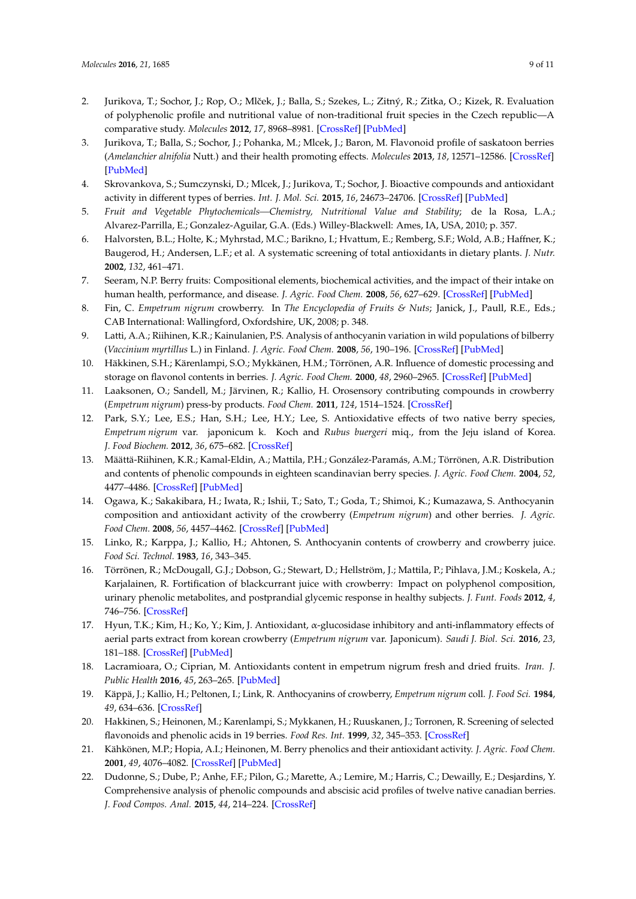2. Jurikova, T.; Sochor, J.; Rop, O.; Mlček, J.; Balla, S.; Szekes, L.; Zitný, R.; Zitka, O.; Kizek, R. Evaluation of polyphenolic profile and nutritional value of non-traditional fruit species in the Czech republic—A comparative study. *Molecules* **2012**, *17*, 8968–8981. [CrossRef] [PubMed]
3. Jurikova, T.; Balla, S.; Sochor, J.; Pohanka, M.; Mlcek, J.; Baron, M. Flavonoid profile of saskatoon berries (*Amelanchier alnifolia* Nutt.) and their health promoting effects. *Molecules* **2013**, *18*, 12571–12586. [CrossRef] [PubMed]
4. Skrovankova, S.; Sumczynski, D.; Mlcek, J.; Jurikova, T.; Sochor, J. Bioactive compounds and antioxidant activity in different types of berries. *Int. J. Mol. Sci.* **2015**, *16*, 24673–24706. [CrossRef] [PubMed]
5. *Fruit and Vegetable Phytochemicals—Chemistry, Nutritional Value and Stability*; de la Rosa, L.A.; Alvarez-Parrilla, E.; Gonzalez-Aguilar, G.A. (Eds.) Willey-Blackwell: Ames, IA, USA, 2010; p. 357.
6. Halvorsten, B.L.; Holte, K.; Myhrstad, M.C.; Barikno, I.; Hvattum, E.; Remberg, S.F.; Wold, A.B.; Haffner, K.; Baugerod, H.; Andersen, L.F.; et al. A systematic screening of total antioxidants in dietary plants. *J. Nutr.* **2002**, *132*, 461–471.
7. Seeram, N.P. Berry fruits: Compositional elements, biochemical activities, and the impact of their intake on human health, performance, and disease. *J. Agric. Food Chem.* **2008**, *56*, 627–629. [CrossRef] [PubMed]
8. Fin, C. *Empetrum nigrum* crowberry. In *The Encyclopedia of Fruits & Nuts*; Janick, J., Paull, R.E., Eds.; CAB International: Wallingford, Oxfordshire, UK, 2008; p. 348.
9. Latti, A.A.; Riihinen, K.R.; Kainulanien, P.S. Analysis of anthocyanin variation in wild populations of bilberry (*Vaccinium myrtillus* L.) in Finland. *J. Agric. Food Chem.* **2008**, *56*, 190–196. [CrossRef] [PubMed]
10. Häkkinen, S.H.; Kärenlampi, S.O.; Mykkänen, H.M.; Törrönen, A.R. Influence of domestic processing and storage on flavonol contents in berries. *J. Agric. Food Chem.* **2000**, *48*, 2960–2965. [CrossRef] [PubMed]
11. Laaksonen, O.; Sandell, M.; Järvinen, R.; Kallio, H. Orosensory contributing compounds in crowberry (*Empetrum nigrum*) press-by products. *Food Chem.* **2011**, *124*, 1514–1524. [CrossRef]
12. Park, S.Y.; Lee, E.S.; Han, S.H.; Lee, H.Y.; Lee, S. Antioxidative effects of two native berry species, *Empetrum nigrum* var. japonicum k. Koch and *Rubus buergeri* miq., from the Jeju island of Korea. *J. Food Biochem.* **2012**, *36*, 675–682. [CrossRef]
13. Määttä-Riihinen, K.R.; Kamal-Eldin, A.; Mattila, P.H.; González-Paramás, A.M.; Törrönen, A.R. Distribution and contents of phenolic compounds in eighteen scandinavian berry species. *J. Agric. Food Chem.* **2004**, *52*, 4477–4486. [CrossRef] [PubMed]
14. Ogawa, K.; Sakakibara, H.; Iwata, R.; Ishii, T.; Sato, T.; Goda, T.; Shimoi, K.; Kumazawa, S. Anthocyanin composition and antioxidant activity of the crowberry (*Empetrum nigrum*) and other berries. *J. Agric. Food Chem.* **2008**, *56*, 4457–4462. [CrossRef] [PubMed]
15. Linko, R.; Karppa, J.; Kallio, H.; Ahtonen, S. Anthocyanin contents of crowberry and crowberry juice. *Food Sci. Technol.* **1983**, *16*, 343–345.
16. Törrönen, R.; McDougall, G.J.; Dobson, G.; Stewart, D.; Hellström, J.; Mattila, P.; Pihlava, J.M.; Koskela, A.; Karjalainen, R. Fortification of blackcurrant juice with crowberry: Impact on polyphenol composition, urinary phenolic metabolites, and postprandial glycemic response in healthy subjects. *J. Funt. Foods* **2012**, *4*, 746–756. [CrossRef]
17. Hyun, T.K.; Kim, H.; Ko, Y.; Kim, J. Antioxidant, α-glucosidase inhibitory and anti-inflammatory effects of aerial parts extract from korean crowberry (*Empetrum nigrum* var. Japonicum). *Saudi J. Biol. Sci.* **2016**, *23*, 181–188. [CrossRef] [PubMed]
18. Lacramioara, O.; Ciprian, M. Antioxidants content in empetrum nigrum fresh and dried fruits. *Iran. J. Public Health* **2016**, *45*, 263–265. [PubMed]
19. Käppä, J.; Kallio, H.; Peltonen, I.; Link, R. Anthocyanins of crowberry, *Empetrum nigrum* coll. *J. Food Sci.* **1984**, *49*, 634–636. [CrossRef]
20. Hakkinen, S.; Heinonen, M.; Karenlampi, S.; Mykkanen, H.; Ruuskanen, J.; Torronen, R. Screening of selected flavonoids and phenolic acids in 19 berries. *Food Res. Int.* **1999**, *32*, 345–353. [CrossRef]
21. Kähkönen, M.P.; Hopia, A.I.; Heinonen, M. Berry phenolics and their antioxidant activity. *J. Agric. Food Chem.* **2001**, *49*, 4076–4082. [CrossRef] [PubMed]
22. Dudonne, S.; Dube, P.; Anhe, F.F.; Pilon, G.; Marette, A.; Lemire, M.; Harris, C.; Dewailly, E.; Desjardins, Y. Comprehensive analysis of phenolic compounds and abscisic acid profiles of twelve native canadian berries. *J. Food Compos. Anal.* **2015**, *44*, 214–224. [CrossRef]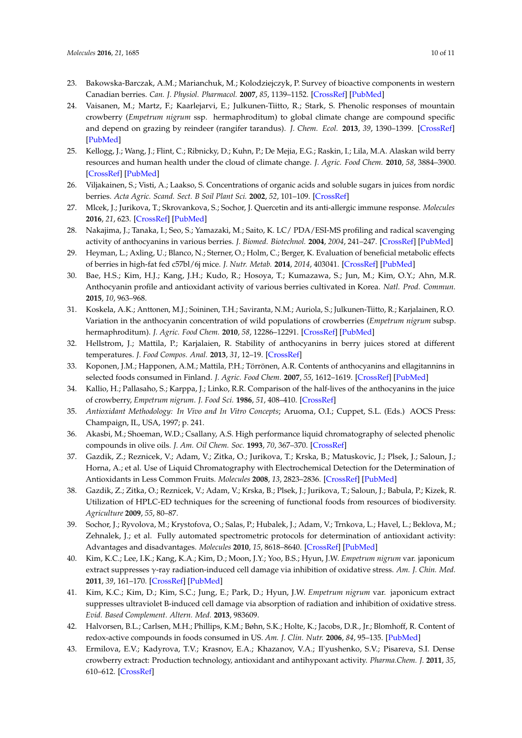23. Bakowska-Barczak, A.M.; Marianchuk, M.; Kolodziejczyk, P. Survey of bioactive components in western Canadian berries. *Can. J. Physiol. Pharmacol.* **2007**, *85*, 1139–1152. [CrossRef] [PubMed]
24. Vaisanen, M.; Martz, F.; Kaarlejarvi, E.; Julkunen-Tiitto, R.; Stark, S. Phenolic responses of mountain crowberry (*Empetrum nigrum* ssp. hermaphroditum) to global climate change are compound specific and depend on grazing by reindeer (rangifer tarandus). *J. Chem. Ecol.* **2013**, *39*, 1390–1399. [CrossRef] [PubMed]
25. Kellogg, J.; Wang, J.; Flint, C.; Ribnicky, D.; Kuhn, P.; De Mejia, E.G.; Raskin, I.; Lila, M.A. Alaskan wild berry resources and human health under the cloud of climate change. *J. Agric. Food Chem.* **2010**, *58*, 3884–3900. [CrossRef] [PubMed]
26. Viljakainen, S.; Visti, A.; Laakso, S. Concentrations of organic acids and soluble sugars in juices from nordic berries. *Acta Agric. Scand. Sect. B Soil Plant Sci.* **2002**, *52*, 101–109. [CrossRef]
27. Mlcek, J.; Jurikova, T.; Skrovankova, S.; Sochor, J. Quercetin and its anti-allergic immune response. *Molecules* **2016**, *21*, 623. [CrossRef] [PubMed]
28. Nakajima, J.; Tanaka, I.; Seo, S.; Yamazaki, M.; Saito, K. LC/ PDA/ESI-MS profiling and radical scavenging activity of anthocyanins in various berries. *J. Biomed. Biotechnol.* **2004**, *2004*, 241–247. [CrossRef] [PubMed]
29. Heyman, L.; Axling, U.; Blanco, N.; Sterner, O.; Holm, C.; Berger, K. Evaluation of beneficial metabolic effects of berries in high-fat fed c57bl/6j mice. *J. Nutr. Metab.* **2014**, *2014*, 403041. [CrossRef] [PubMed]
30. Bae, H.S.; Kim, H.J.; Kang, J.H.; Kudo, R.; Hosoya, T.; Kumazawa, S.; Jun, M.; Kim, O.Y.; Ahn, M.R. Anthocyanin profile and antioxidant activity of various berries cultivated in Korea. *Natl. Prod. Commun.* **2015**, *10*, 963–968.
31. Koskela, A.K.; Anttonen, M.J.; Soininen, T.H.; Saviranta, N.M.; Auriola, S.; Julkunen-Tiitto, R.; Karjalainen, R.O. Variation in the anthocyanin concentration of wild populations of crowberries (*Empetrum nigrum* subsp. hermaphroditum). *J. Agric. Food Chem.* **2010**, *58*, 12286–12291. [CrossRef] [PubMed]
32. Hellstrom, J.; Mattila, P.; Karjalaien, R. Stability of anthocyanins in berry juices stored at different temperatures. *J. Food Compos. Anal.* **2013**, *31*, 12–19. [CrossRef]
33. Koponen, J.M.; Happonen, A.M.; Mattila, P.H.; Törrönen, A.R. Contents of anthocyanins and ellagitannins in selected foods consumed in Finland. *J. Agric. Food Chem.* **2007**, *55*, 1612–1619. [CrossRef] [PubMed]
34. Kallio, H.; Pallasaho, S.; Karppa, J.; Linko, R.R. Comparison of the half-lives of the anthocyanins in the juice of crowberry, *Empetrum nigrum*. *J. Food Sci.* **1986**, *51*, 408–410. [CrossRef]
35. *Antioxidant Methodology: In Vivo and In Vitro Concepts*; Aruoma, O.I.; Cuppet, S.L. (Eds.) AOCS Press: Champaign, IL, USA, 1997; p. 241.
36. Akasbi, M.; Shoeman, W.D.; Csallany, A.S. High performance liquid chromatography of selected phenolic compounds in olive oils. *J. Am. Oil Chem. Soc.* **1993**, *70*, 367–370. [CrossRef]
37. Gazdik, Z.; Reznicek, V.; Adam, V.; Zitka, O.; Jurikova, T.; Krska, B.; Matuskovic, J.; Plsek, J.; Saloun, J.; Horna, A.; et al. Use of Liquid Chromatography with Electrochemical Detection for the Determination of Antioxidants in Less Common Fruits. *Molecules* **2008**, *13*, 2823–2836. [CrossRef] [PubMed]
38. Gazdik, Z.; Zitka, O.; Reznicek, V.; Adam, V.; Krska, B.; Plsek, J.; Jurikova, T.; Saloun, J.; Babula, P.; Kizek, R. Utilization of HPLC-ED techniques for the screening of functional foods from resources of biodiversity. *Agriculture* **2009**, *55*, 80–87.
39. Sochor, J.; Ryvolova, M.; Krystofova, O.; Salas, P.; Hubalek, J.; Adam, V.; Trnkova, L.; Havel, L.; Beklova, M.; Zehnalek, J.; et al. Fully automated spectrometric protocols for determination of antioxidant activity: Advantages and disadvantages. *Molecules* **2010**, *15*, 8618–8640. [CrossRef] [PubMed]
40. Kim, K.C.; Lee, I.K.; Kang, K.A.; Kim, D.; Moon, J.Y.; Yoo, B.S.; Hyun, J.W. *Empetrum nigrum* var. japonicum extract suppresses γ-ray radiation-induced cell damage via inhibition of oxidative stress. *Am. J. Chin. Med.* **2011**, *39*, 161–170. [CrossRef] [PubMed]
41. Kim, K.C.; Kim, D.; Kim, S.C.; Jung, E.; Park, D.; Hyun, J.W. *Empetrum nigrum* var. japonicum extract suppresses ultraviolet B-induced cell damage via absorption of radiation and inhibition of oxidative stress. *Evid. Based Complement. Altern. Med.* **2013**, 983609.
42. Halvorsen, B.L.; Carlsen, M.H.; Phillips, K.M.; Bøhn, S.K.; Holte, K.; Jacobs, D.R., Jr.; Blomhoff, R. Content of redox-active compounds in foods consumed in US. *Am. J. Clin. Nutr.* **2006**, *84*, 95–135. [PubMed]
43. Ermilova, E.V.; Kadyrova, T.V.; Krasnov, E.A.; Khazanov, V.A.; Il'yushenko, S.V.; Pisareva, S.I. Dense crowberry extract: Production technology, antioxidant and antihypoxant activity. *Pharma.Chem. J.* **2011**, *35*, 610–612. [CrossRef]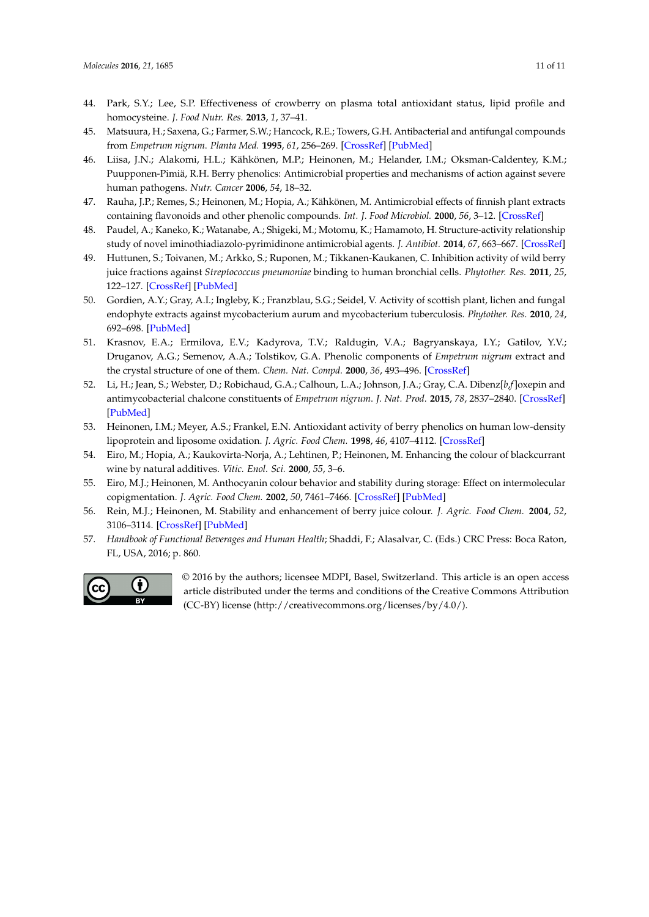44. Park, S.Y.; Lee, S.P. Effectiveness of crowberry on plasma total antioxidant status, lipid profile and homocysteine. *J. Food Nutr. Res.* **2013**, *1*, 37–41.
45. Matsuura, H.; Saxena, G.; Farmer, S.W.; Hancock, R.E.; Towers, G.H. Antibacterial and antifungal compounds from *Empetrum nigrum*. *Planta Med.* **1995**, *61*, 256–269. [CrossRef] [PubMed]
46. Liisa, J.N.; Alakomi, H.L.; Kähkönen, M.P.; Heinonen, M.; Helander, I.M.; Oksman-Caldentey, K.M.; Puupponen-Pimiä, R.H. Berry phenolics: Antimicrobial properties and mechanisms of action against severe human pathogens. *Nutr. Cancer* **2006**, *54*, 18–32.
47. Rauha, J.P.; Remes, S.; Heinonen, M.; Hopia, A.; Kähkönen, M. Antimicrobial effects of finnish plant extracts containing flavonoids and other phenolic compounds. *Int. J. Food Microbiol.* **2000**, *56*, 3–12. [CrossRef]
48. Paudel, A.; Kaneko, K.; Watanabe, A.; Shigeki, M.; Motomu, K.; Hamamoto, H. Structure-activity relationship study of novel iminothiadiazolo-pyrimidinone antimicrobial agents. *J. Antibiot.* **2014**, *67*, 663–667. [CrossRef]
49. Huttunen, S.; Toivanen, M.; Arkko, S.; Ruponen, M.; Tikkanen-Kaukanen, C. Inhibition activity of wild berry juice fractions against *Streptococcus pneumoniae* binding to human bronchial cells. *Phytother. Res.* **2011**, *25*, 122–127. [CrossRef] [PubMed]
50. Gordien, A.Y.; Gray, A.I.; Ingleby, K.; Franzblau, S.G.; Seidel, V. Activity of scottish plant, lichen and fungal endophyte extracts against mycobacterium aurum and mycobacterium tuberculosis. *Phytother. Res.* **2010**, *24*, 692–698. [PubMed]
51. Krasnov, E.A.; Ermilova, E.V.; Kadyrova, T.V.; Raldugin, V.A.; Bagryanskaya, I.Y.; Gatilov, Y.V.; Druganov, A.G.; Semenov, A.A.; Tolstikov, G.A. Phenolic components of *Empetrum nigrum* extract and the crystal structure of one of them. *Chem. Nat. Compd.* **2000**, *36*, 493–496. [CrossRef]
52. Li, H.; Jean, S.; Webster, D.; Robichaud, G.A.; Calhoun, L.A.; Johnson, J.A.; Gray, C.A. Dibenz[*b*,*f*]oxepin and antimycobacterial chalcone constituents of *Empetrum nigrum*. *J. Nat. Prod.* **2015**, *78*, 2837–2840. [CrossRef] [PubMed]
53. Heinonen, I.M.; Meyer, A.S.; Frankel, E.N. Antioxidant activity of berry phenolics on human low-density lipoprotein and liposome oxidation. *J. Agric. Food Chem.* **1998**, *46*, 4107–4112. [CrossRef]
54. Eiro, M.; Hopia, A.; Kaukovirta-Norja, A.; Lehtinen, P.; Heinonen, M. Enhancing the colour of blackcurrant wine by natural additives. *Vitic. Enol. Sci.* **2000**, *55*, 3–6.
55. Eiro, M.J.; Heinonen, M. Anthocyanin colour behavior and stability during storage: Effect on intermolecular copigmentation. *J. Agric. Food Chem.* **2002**, *50*, 7461–7466. [CrossRef] [PubMed]
56. Rein, M.J.; Heinonen, M. Stability and enhancement of berry juice colour. *J. Agric. Food Chem.* **2004**, *52*, 3106–3114. [CrossRef] [PubMed]
57. *Handbook of Functional Beverages and Human Health*; Shaddi, F.; Alasalvar, C. (Eds.) CRC Press: Boca Raton, FL, USA, 2016; p. 860.

© 2016 by the authors; licensee MDPI, Basel, Switzerland. This article is an open access article distributed under the terms and conditions of the Creative Commons Attribution (CC-BY) license (http://creativecommons.org/licenses/by/4.0/).